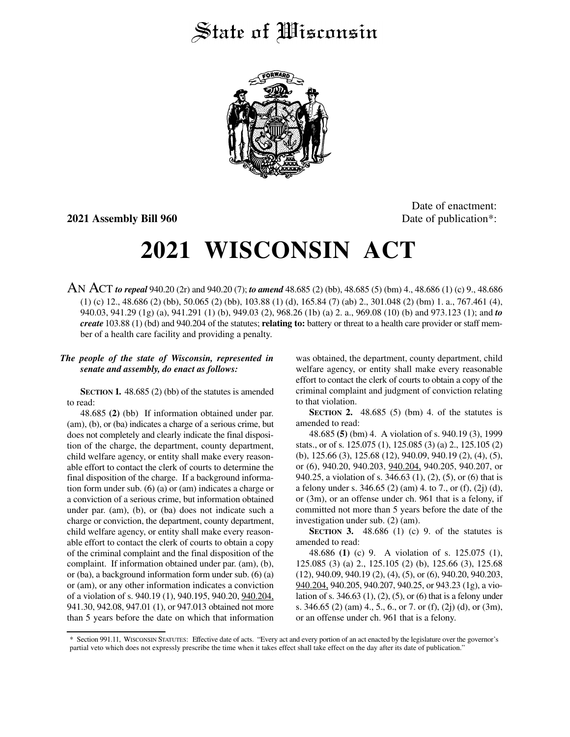# State of Wisconsin

**2021 Assembly Bill 960**

Date of enactment:
Date of publication*:

# 2021 WISCONSIN ACT

AN ACT *to repeal* 940.20 (2r) and 940.20 (7); *to amend* 48.685 (2) (bb), 48.685 (5) (bm) 4., 48.686 (1) (c) 9., 48.686 (1) (c) 12., 48.686 (2) (bb), 50.065 (2) (bb), 103.88 (1) (d), 165.84 (7) (ab) 2., 301.048 (2) (bm) 1. a., 767.461 (4), 940.03, 941.29 (1g) (a), 941.291 (1) (b), 949.03 (2), 968.26 (1b) (a) 2. a., 969.08 (10) (b) and 973.123 (1); and *to create* 103.88 (1) (bd) and 940.204 of the statutes; **relating to:** battery or threat to a health care provider or staff member of a health care facility and providing a penalty.

***The people of the state of Wisconsin, represented in senate and assembly, do enact as follows:***

**SECTION 1.** 48.685 (2) (bb) of the statutes is amended to read:

48.685 **(2)** (bb) If information obtained under par. (am), (b), or (ba) indicates a charge of a serious crime, but does not completely and clearly indicate the final disposition of the charge, the department, county department, child welfare agency, or entity shall make every reasonable effort to contact the clerk of courts to determine the final disposition of the charge. If a background information form under sub. (6) (a) or (am) indicates a charge or a conviction of a serious crime, but information obtained under par. (am), (b), or (ba) does not indicate such a charge or conviction, the department, county department, child welfare agency, or entity shall make every reasonable effort to contact the clerk of courts to obtain a copy of the criminal complaint and the final disposition of the complaint. If information obtained under par. (am), (b), or (ba), a background information form under sub. (6) (a) or (am), or any other information indicates a conviction of a violation of s. 940.19 (1), 940.195, 940.20, <u>940.204,</u> 941.30, 942.08, 947.01 (1), or 947.013 obtained not more than 5 years before the date on which that information was obtained, the department, county department, child welfare agency, or entity shall make every reasonable effort to contact the clerk of courts to obtain a copy of the criminal complaint and judgment of conviction relating to that violation.

**SECTION 2.** 48.685 (5) (bm) 4. of the statutes is amended to read:

48.685 **(5)** (bm) 4. A violation of s. 940.19 (3), 1999 stats., or of s. 125.075 (1), 125.085 (3) (a) 2., 125.105 (2) (b), 125.66 (3), 125.68 (12), 940.09, 940.19 (2), (4), (5), or (6), 940.20, 940.203, <u>940.204,</u> 940.205, 940.207, or 940.25, a violation of s. 346.63 (1), (2), (5), or (6) that is a felony under s. 346.65 (2) (am) 4. to 7., or (f), (2j) (d), or (3m), or an offense under ch. 961 that is a felony, if committed not more than 5 years before the date of the investigation under sub. (2) (am).

**SECTION 3.** 48.686 (1) (c) 9. of the statutes is amended to read:

48.686 **(1)** (c) 9. A violation of s. 125.075 (1), 125.085 (3) (a) 2., 125.105 (2) (b), 125.66 (3), 125.68 (12), 940.09, 940.19 (2), (4), (5), or (6), 940.20, 940.203, <u>940.204,</u> 940.205, 940.207, 940.25, or 943.23 (1g), a violation of s. 346.63 (1), (2), (5), or (6) that is a felony under s. 346.65 (2) (am) 4., 5., 6., or 7. or (f), (2j) (d), or (3m), or an offense under ch. 961 that is a felony.

* Section 991.11, WISCONSIN STATUTES: Effective date of acts. "Every act and every portion of an act enacted by the legislature over the governor's partial veto which does not expressly prescribe the time when it takes effect shall take effect on the day after its date of publication."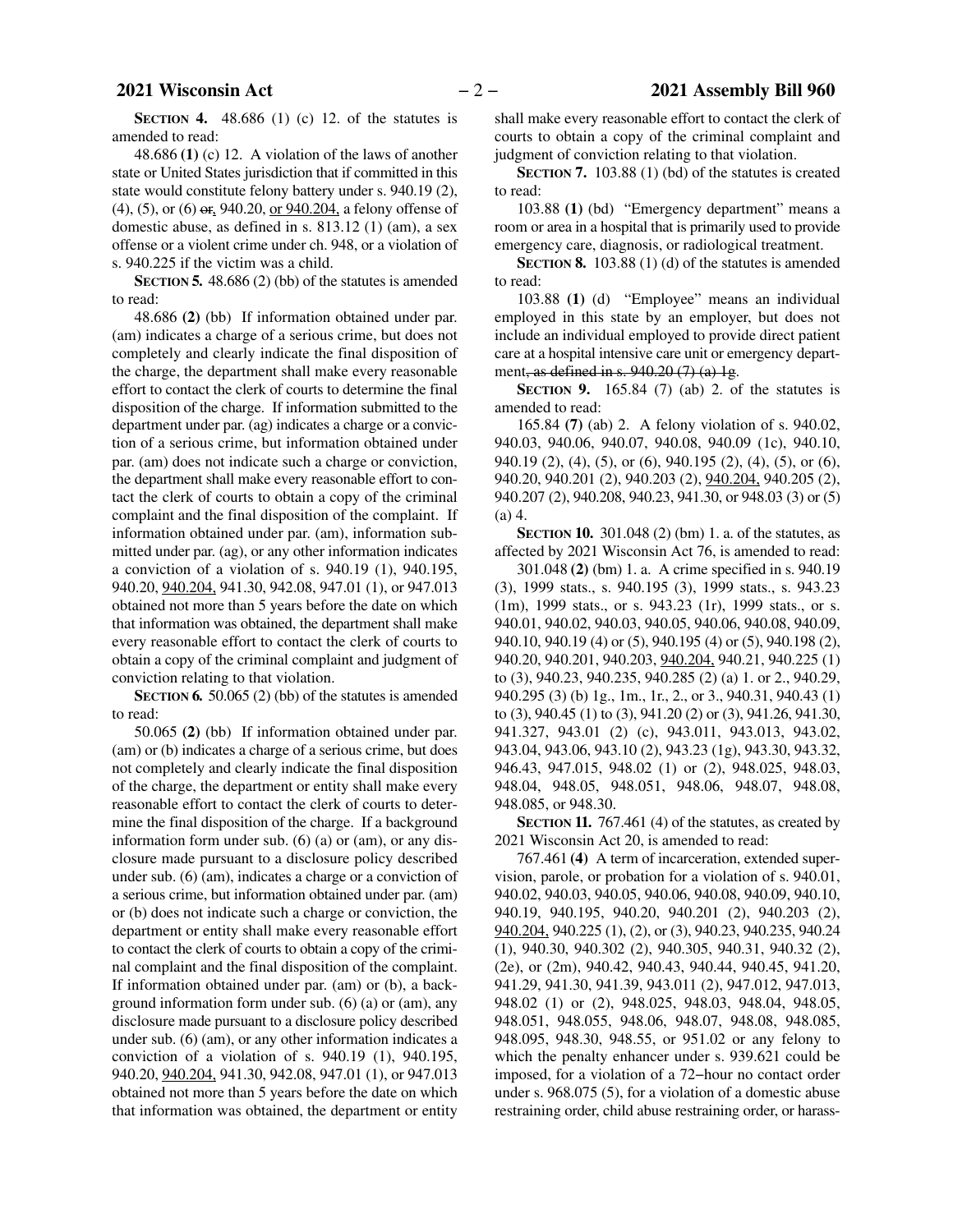**SECTION 4.** 48.686 (1) (c) 12. of the statutes is amended to read:

48.686 **(1)** (c) 12. A violation of the laws of another state or United States jurisdiction that if committed in this state would constitute felony battery under s. 940.19 (2), (4), (5), or (6) ~~or~~, 940.20, or 940.204, a felony offense of domestic abuse, as defined in s. 813.12 (1) (am), a sex offense or a violent crime under ch. 948, or a violation of s. 940.225 if the victim was a child.

**SECTION 5.** 48.686 (2) (bb) of the statutes is amended to read:

48.686 **(2)** (bb) If information obtained under par. (am) indicates a charge of a serious crime, but does not completely and clearly indicate the final disposition of the charge, the department shall make every reasonable effort to contact the clerk of courts to determine the final disposition of the charge. If information submitted to the department under par. (ag) indicates a charge or a conviction of a serious crime, but information obtained under par. (am) does not indicate such a charge or conviction, the department shall make every reasonable effort to contact the clerk of courts to obtain a copy of the criminal complaint and the final disposition of the complaint. If information obtained under par. (am), information submitted under par. (ag), or any other information indicates a conviction of a violation of s. 940.19 (1), 940.195, 940.20, 940.204, 941.30, 942.08, 947.01 (1), or 947.013 obtained not more than 5 years before the date on which that information was obtained, the department shall make every reasonable effort to contact the clerk of courts to obtain a copy of the criminal complaint and judgment of conviction relating to that violation.

**SECTION 6.** 50.065 (2) (bb) of the statutes is amended to read:

50.065 **(2)** (bb) If information obtained under par. (am) or (b) indicates a charge of a serious crime, but does not completely and clearly indicate the final disposition of the charge, the department or entity shall make every reasonable effort to contact the clerk of courts to determine the final disposition of the charge. If a background information form under sub. (6) (a) or (am), or any disclosure made pursuant to a disclosure policy described under sub. (6) (am), indicates a charge or a conviction of a serious crime, but information obtained under par. (am) or (b) does not indicate such a charge or conviction, the department or entity shall make every reasonable effort to contact the clerk of courts to obtain a copy of the criminal complaint and the final disposition of the complaint. If information obtained under par. (am) or (b), a background information form under sub. (6) (a) or (am), any disclosure made pursuant to a disclosure policy described under sub. (6) (am), or any other information indicates a conviction of a violation of s. 940.19 (1), 940.195, 940.20, 940.204, 941.30, 942.08, 947.01 (1), or 947.013 obtained not more than 5 years before the date on which that information was obtained, the department or entity shall make every reasonable effort to contact the clerk of courts to obtain a copy of the criminal complaint and judgment of conviction relating to that violation.

**SECTION 7.** 103.88 (1) (bd) of the statutes is created to read:

103.88 **(1)** (bd) "Emergency department" means a room or area in a hospital that is primarily used to provide emergency care, diagnosis, or radiological treatment.

**SECTION 8.** 103.88 (1) (d) of the statutes is amended to read:

103.88 **(1)** (d) "Employee" means an individual employed in this state by an employer, but does not include an individual employed to provide direct patient care at a hospital intensive care unit or emergency department~~, as defined in s. 940.20 (7) (a) 1g~~.

**SECTION 9.** 165.84 (7) (ab) 2. of the statutes is amended to read:

165.84 **(7)** (ab) 2. A felony violation of s. 940.02, 940.03, 940.06, 940.07, 940.08, 940.09 (1c), 940.10, 940.19 (2), (4), (5), or (6), 940.195 (2), (4), (5), or (6), 940.20, 940.201 (2), 940.203 (2), 940.204, 940.205 (2), 940.207 (2), 940.208, 940.23, 941.30, or 948.03 (3) or (5) (a) 4.

**SECTION 10.** 301.048 (2) (bm) 1. a. of the statutes, as affected by 2021 Wisconsin Act 76, is amended to read:

301.048 **(2)** (bm) 1. a. A crime specified in s. 940.19 (3), 1999 stats., s. 940.195 (3), 1999 stats., s. 943.23 (1m), 1999 stats., or s. 943.23 (1r), 1999 stats., or s. 940.01, 940.02, 940.03, 940.05, 940.06, 940.08, 940.09, 940.10, 940.19 (4) or (5), 940.195 (4) or (5), 940.198 (2), 940.20, 940.201, 940.203, 940.204, 940.21, 940.225 (1) to (3), 940.23, 940.235, 940.285 (2) (a) 1. or 2., 940.29, 940.295 (3) (b) 1g., 1m., 1r., 2., or 3., 940.31, 940.43 (1) to (3), 940.45 (1) to (3), 941.20 (2) or (3), 941.26, 941.30, 941.327, 943.01 (2) (c), 943.011, 943.013, 943.02, 943.04, 943.06, 943.10 (2), 943.23 (1g), 943.30, 943.32, 946.43, 947.015, 948.02 (1) or (2), 948.025, 948.03, 948.04, 948.05, 948.051, 948.06, 948.07, 948.08, 948.085, or 948.30.

**SECTION 11.** 767.461 (4) of the statutes, as created by 2021 Wisconsin Act 20, is amended to read:

767.461 **(4)** A term of incarceration, extended supervision, parole, or probation for a violation of s. 940.01, 940.02, 940.03, 940.05, 940.06, 940.08, 940.09, 940.10, 940.19, 940.195, 940.20, 940.201 (2), 940.203 (2), 940.204, 940.225 (1), (2), or (3), 940.23, 940.235, 940.24 (1), 940.30, 940.302 (2), 940.305, 940.31, 940.32 (2), (2e), or (2m), 940.42, 940.43, 940.44, 940.45, 941.20, 941.29, 941.30, 941.39, 943.011 (2), 947.012, 947.013, 948.02 (1) or (2), 948.025, 948.03, 948.04, 948.05, 948.051, 948.055, 948.06, 948.07, 948.08, 948.085, 948.095, 948.30, 948.55, or 951.02 or any felony to which the penalty enhancer under s. 939.621 could be imposed, for a violation of a 72−hour no contact order under s. 968.075 (5), for a violation of a domestic abuse restraining order, child abuse restraining order, or harass-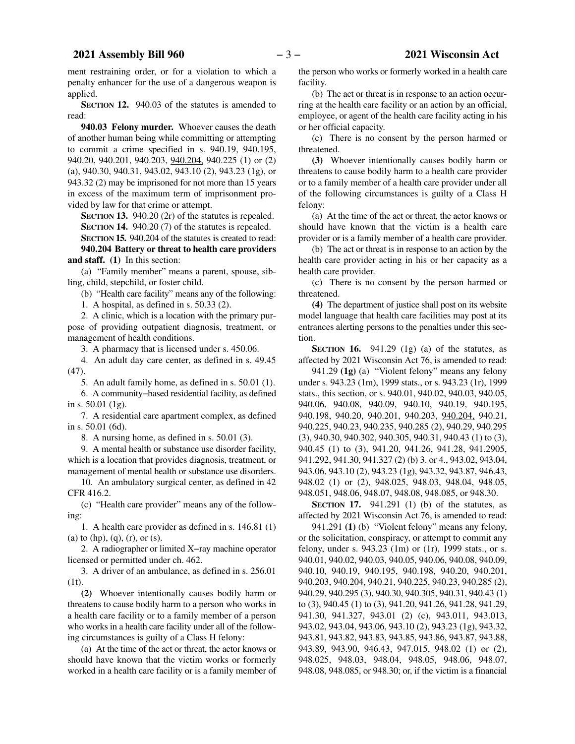ment restraining order, or for a violation to which a penalty enhancer for the use of a dangerous weapon is applied.

**SECTION 12.** 940.03 of the statutes is amended to read:

**940.03 Felony murder.** Whoever causes the death of another human being while committing or attempting to commit a crime specified in s. 940.19, 940.195, 940.20, 940.201, 940.203, 940.204, 940.225 (1) or (2) (a), 940.30, 940.31, 943.02, 943.10 (2), 943.23 (1g), or 943.32 (2) may be imprisoned for not more than 15 years in excess of the maximum term of imprisonment provided by law for that crime or attempt.

**SECTION 13.** 940.20 (2r) of the statutes is repealed.

**SECTION 14.** 940.20 (7) of the statutes is repealed.

**SECTION 15.** 940.204 of the statutes is created to read:

**940.204 Battery or threat to health care providers and staff.** **(1)** In this section:

(a) "Family member" means a parent, spouse, sibling, child, stepchild, or foster child.

(b) "Health care facility" means any of the following:

1. A hospital, as defined in s. 50.33 (2).

2. A clinic, which is a location with the primary purpose of providing outpatient diagnosis, treatment, or management of health conditions.

3. A pharmacy that is licensed under s. 450.06.

4. An adult day care center, as defined in s. 49.45 (47).

5. An adult family home, as defined in s. 50.01 (1).

6. A community−based residential facility, as defined in s. 50.01 (1g).

7. A residential care apartment complex, as defined in s. 50.01 (6d).

8. A nursing home, as defined in s. 50.01 (3).

9. A mental health or substance use disorder facility, which is a location that provides diagnosis, treatment, or management of mental health or substance use disorders.

10. An ambulatory surgical center, as defined in 42 CFR 416.2.

(c) "Health care provider" means any of the following:

1. A health care provider as defined in s. 146.81 (1) (a) to (hp), (q), (r), or (s).

2. A radiographer or limited X−ray machine operator licensed or permitted under ch. 462.

3. A driver of an ambulance, as defined in s. 256.01 (1t).

**(2)** Whoever intentionally causes bodily harm or threatens to cause bodily harm to a person who works in a health care facility or to a family member of a person who works in a health care facility under all of the following circumstances is guilty of a Class H felony:

(a) At the time of the act or threat, the actor knows or should have known that the victim works or formerly worked in a health care facility or is a family member of the person who works or formerly worked in a health care facility.

(b) The act or threat is in response to an action occurring at the health care facility or an action by an official, employee, or agent of the health care facility acting in his or her official capacity.

(c) There is no consent by the person harmed or threatened.

**(3)** Whoever intentionally causes bodily harm or threatens to cause bodily harm to a health care provider or to a family member of a health care provider under all of the following circumstances is guilty of a Class H felony:

(a) At the time of the act or threat, the actor knows or should have known that the victim is a health care provider or is a family member of a health care provider.

(b) The act or threat is in response to an action by the health care provider acting in his or her capacity as a health care provider.

(c) There is no consent by the person harmed or threatened.

**(4)** The department of justice shall post on its website model language that health care facilities may post at its entrances alerting persons to the penalties under this section.

**SECTION 16.** 941.29 (1g) (a) of the statutes, as affected by 2021 Wisconsin Act 76, is amended to read:

941.29 **(1g)** (a) "Violent felony" means any felony under s. 943.23 (1m), 1999 stats., or s. 943.23 (1r), 1999 stats., this section, or s. 940.01, 940.02, 940.03, 940.05, 940.06, 940.08, 940.09, 940.10, 940.19, 940.195, 940.198, 940.20, 940.201, 940.203, 940.204, 940.21, 940.225, 940.23, 940.235, 940.285 (2), 940.29, 940.295 (3), 940.30, 940.302, 940.305, 940.31, 940.43 (1) to (3), 940.45 (1) to (3), 941.20, 941.26, 941.28, 941.2905, 941.292, 941.30, 941.327 (2) (b) 3. or 4., 943.02, 943.04, 943.06, 943.10 (2), 943.23 (1g), 943.32, 943.87, 946.43, 948.02 (1) or (2), 948.025, 948.03, 948.04, 948.05, 948.051, 948.06, 948.07, 948.08, 948.085, or 948.30.

**SECTION 17.** 941.291 (1) (b) of the statutes, as affected by 2021 Wisconsin Act 76, is amended to read:

941.291 **(1)** (b) "Violent felony" means any felony, or the solicitation, conspiracy, or attempt to commit any felony, under s. 943.23 (1m) or (1r), 1999 stats., or s. 940.01, 940.02, 940.03, 940.05, 940.06, 940.08, 940.09, 940.10, 940.19, 940.195, 940.198, 940.20, 940.201, 940.203, 940.204, 940.21, 940.225, 940.23, 940.285 (2), 940.29, 940.295 (3), 940.30, 940.305, 940.31, 940.43 (1) to (3), 940.45 (1) to (3), 941.20, 941.26, 941.28, 941.29, 941.30, 941.327, 943.01 (2) (c), 943.011, 943.013, 943.02, 943.04, 943.06, 943.10 (2), 943.23 (1g), 943.32, 943.81, 943.82, 943.83, 943.85, 943.86, 943.87, 943.88, 943.89, 943.90, 946.43, 947.015, 948.02 (1) or (2), 948.025, 948.03, 948.04, 948.05, 948.06, 948.07, 948.08, 948.085, or 948.30; or, if the victim is a financial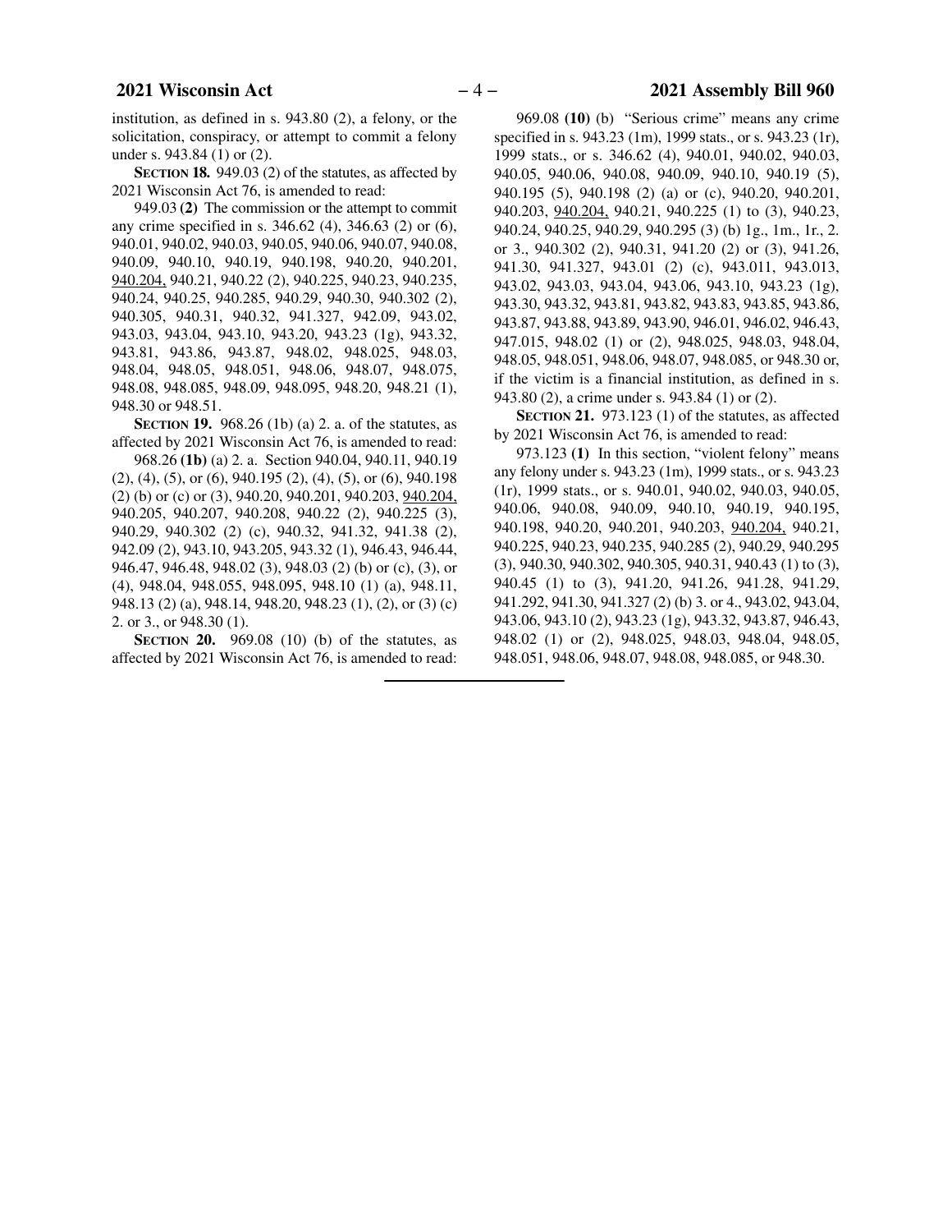institution, as defined in s. 943.80 (2), a felony, or the solicitation, conspiracy, or attempt to commit a felony under s. 943.84 (1) or (2).

**SECTION 18.** 949.03 (2) of the statutes, as affected by 2021 Wisconsin Act 76, is amended to read:

949.03 **(2)** The commission or the attempt to commit any crime specified in s. 346.62 (4), 346.63 (2) or (6), 940.01, 940.02, 940.03, 940.05, 940.06, 940.07, 940.08, 940.09, 940.10, 940.19, 940.198, 940.20, 940.201, 940.204, 940.21, 940.22 (2), 940.225, 940.23, 940.235, 940.24, 940.25, 940.285, 940.29, 940.30, 940.302 (2), 940.305, 940.31, 940.32, 941.327, 942.09, 943.02, 943.03, 943.04, 943.10, 943.20, 943.23 (1g), 943.32, 943.81, 943.86, 943.87, 948.02, 948.025, 948.03, 948.04, 948.05, 948.051, 948.06, 948.07, 948.075, 948.08, 948.085, 948.09, 948.095, 948.20, 948.21 (1), 948.30 or 948.51.

**SECTION 19.** 968.26 (1b) (a) 2. a. of the statutes, as affected by 2021 Wisconsin Act 76, is amended to read:

968.26 **(1b)** (a) 2. a. Section 940.04, 940.11, 940.19 (2), (4), (5), or (6), 940.195 (2), (4), (5), or (6), 940.198 (2) (b) or (c) or (3), 940.20, 940.201, 940.203, 940.204, 940.205, 940.207, 940.208, 940.22 (2), 940.225 (3), 940.29, 940.302 (2) (c), 940.32, 941.32, 941.38 (2), 942.09 (2), 943.10, 943.205, 943.32 (1), 946.43, 946.44, 946.47, 946.48, 948.02 (3), 948.03 (2) (b) or (c), (3), or (4), 948.04, 948.055, 948.095, 948.10 (1) (a), 948.11, 948.13 (2) (a), 948.14, 948.20, 948.23 (1), (2), or (3) (c) 2. or 3., or 948.30 (1).

**SECTION 20.** 969.08 (10) (b) of the statutes, as affected by 2021 Wisconsin Act 76, is amended to read:

969.08 **(10)** (b) "Serious crime" means any crime specified in s. 943.23 (1m), 1999 stats., or s. 943.23 (1r), 1999 stats., or s. 346.62 (4), 940.01, 940.02, 940.03, 940.05, 940.06, 940.08, 940.09, 940.10, 940.19 (5), 940.195 (5), 940.198 (2) (a) or (c), 940.20, 940.201, 940.203, 940.204, 940.21, 940.225 (1) to (3), 940.23, 940.24, 940.25, 940.29, 940.295 (3) (b) 1g., 1m., 1r., 2. or 3., 940.302 (2), 940.31, 941.20 (2) or (3), 941.26, 941.30, 941.327, 943.01 (2) (c), 943.011, 943.013, 943.02, 943.03, 943.04, 943.06, 943.10, 943.23 (1g), 943.30, 943.32, 943.81, 943.82, 943.83, 943.85, 943.86, 943.87, 943.88, 943.89, 943.90, 946.01, 946.02, 946.43, 947.015, 948.02 (1) or (2), 948.025, 948.03, 948.04, 948.05, 948.051, 948.06, 948.07, 948.085, or 948.30 or, if the victim is a financial institution, as defined in s. 943.80 (2), a crime under s. 943.84 (1) or (2).

**SECTION 21.** 973.123 (1) of the statutes, as affected by 2021 Wisconsin Act 76, is amended to read:

973.123 **(1)** In this section, "violent felony" means any felony under s. 943.23 (1m), 1999 stats., or s. 943.23 (1r), 1999 stats., or s. 940.01, 940.02, 940.03, 940.05, 940.06, 940.08, 940.09, 940.10, 940.19, 940.195, 940.198, 940.20, 940.201, 940.203, 940.204, 940.21, 940.225, 940.23, 940.235, 940.285 (2), 940.29, 940.295 (3), 940.30, 940.302, 940.305, 940.31, 940.43 (1) to (3), 940.45 (1) to (3), 941.20, 941.26, 941.28, 941.29, 941.292, 941.30, 941.327 (2) (b) 3. or 4., 943.02, 943.04, 943.06, 943.10 (2), 943.23 (1g), 943.32, 943.87, 946.43, 948.02 (1) or (2), 948.025, 948.03, 948.04, 948.05, 948.051, 948.06, 948.07, 948.08, 948.085, or 948.30.